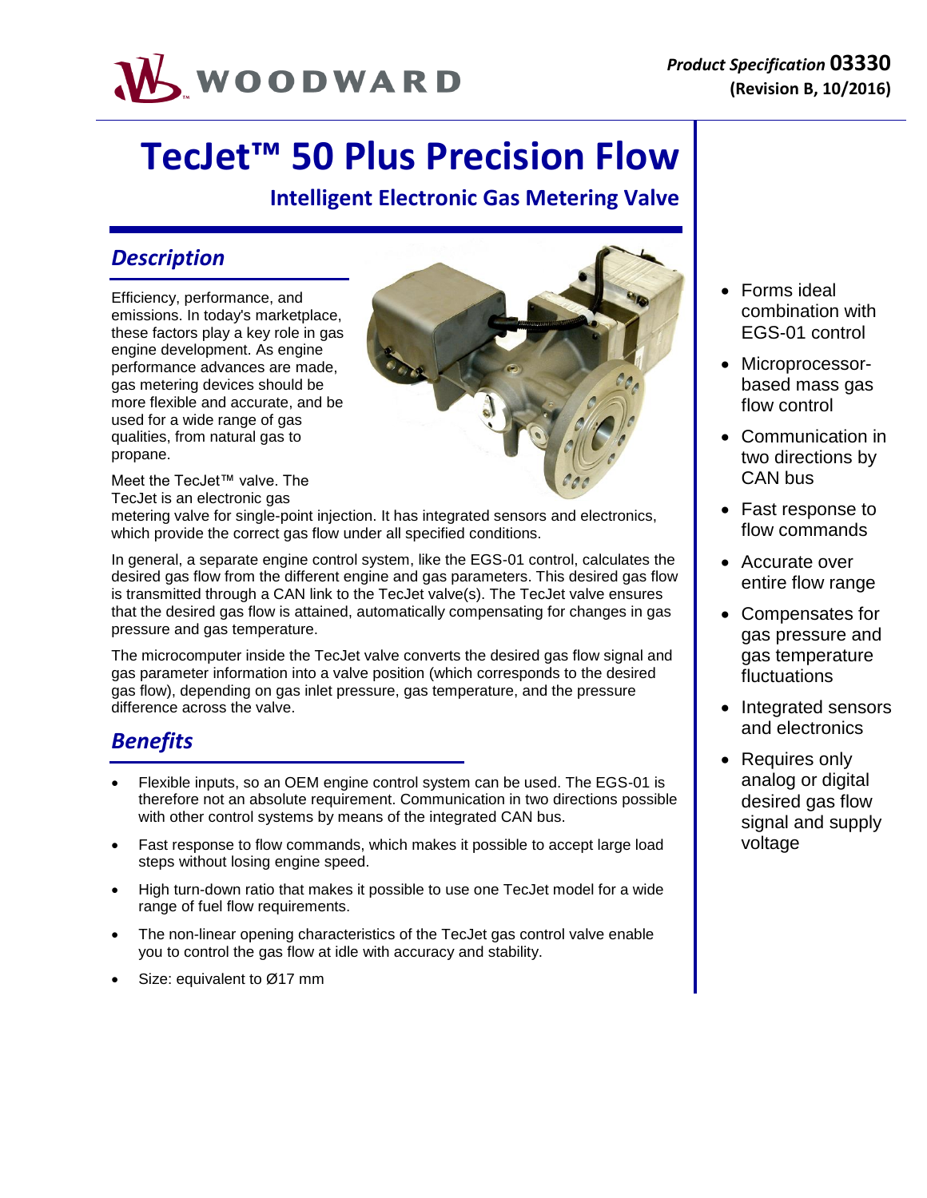Product Specification **03330**
**(Revision B, 10/2016)**

# TecJet™ 50 Plus Precision Flow

## Intelligent Electronic Gas Metering Valve

## *Description*

Efficiency, performance, and emissions. In today's marketplace, these factors play a key role in gas engine development. As engine performance advances are made, gas metering devices should be more flexible and accurate, and be used for a wide range of gas qualities, from natural gas to propane.

Meet the TecJet™ valve. The TecJet is an electronic gas metering valve for single-point injection. It has integrated sensors and electronics, which provide the correct gas flow under all specified conditions.

In general, a separate engine control system, like the EGS-01 control, calculates the desired gas flow from the different engine and gas parameters. This desired gas flow is transmitted through a CAN link to the TecJet valve(s). The TecJet valve ensures that the desired gas flow is attained, automatically compensating for changes in gas pressure and gas temperature.

The microcomputer inside the TecJet valve converts the desired gas flow signal and gas parameter information into a valve position (which corresponds to the desired gas flow), depending on gas inlet pressure, gas temperature, and the pressure difference across the valve.

## *Benefits*

- Flexible inputs, so an OEM engine control system can be used. The EGS-01 is therefore not an absolute requirement. Communication in two directions possible with other control systems by means of the integrated CAN bus.
- Fast response to flow commands, which makes it possible to accept large load steps without losing engine speed.
- High turn-down ratio that makes it possible to use one TecJet model for a wide range of fuel flow requirements.
- The non-linear opening characteristics of the TecJet gas control valve enable you to control the gas flow at idle with accuracy and stability.
- Size: equivalent to Ø17 mm

---

- Forms ideal combination with EGS-01 control
- Microprocessor-based mass gas flow control
- Communication in two directions by CAN bus
- Fast response to flow commands
- Accurate over entire flow range
- Compensates for gas pressure and gas temperature fluctuations
- Integrated sensors and electronics
- Requires only analog or digital desired gas flow signal and supply voltage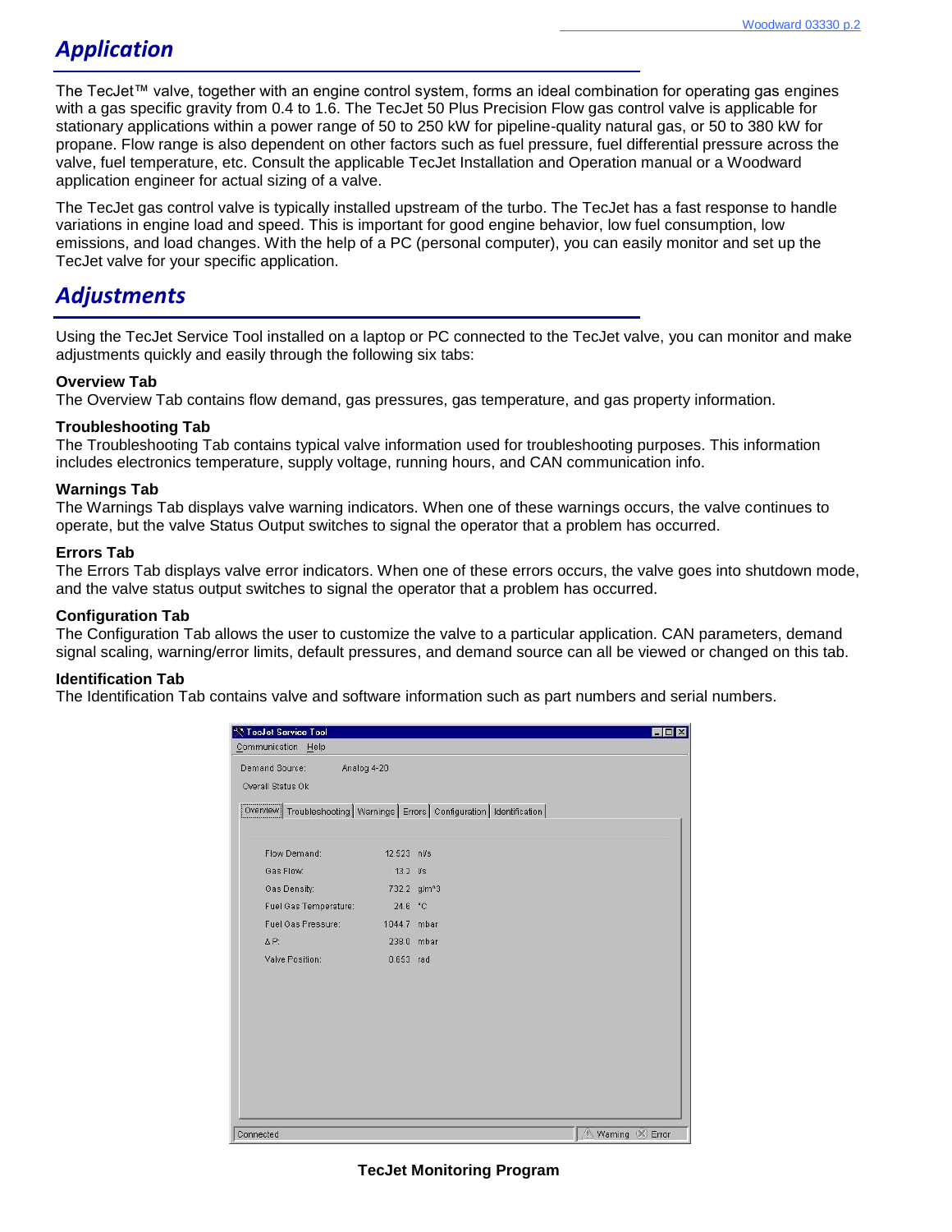## Application

The TecJet™ valve, together with an engine control system, forms an ideal combination for operating gas engines with a gas specific gravity from 0.4 to 1.6. The TecJet 50 Plus Precision Flow gas control valve is applicable for stationary applications within a power range of 50 to 250 kW for pipeline-quality natural gas, or 50 to 380 kW for propane. Flow range is also dependent on other factors such as fuel pressure, fuel differential pressure across the valve, fuel temperature, etc. Consult the applicable TecJet Installation and Operation manual or a Woodward application engineer for actual sizing of a valve.

The TecJet gas control valve is typically installed upstream of the turbo. The TecJet has a fast response to handle variations in engine load and speed. This is important for good engine behavior, low fuel consumption, low emissions, and load changes. With the help of a PC (personal computer), you can easily monitor and set up the TecJet valve for your specific application.

## Adjustments

Using the TecJet Service Tool installed on a laptop or PC connected to the TecJet valve, you can monitor and make adjustments quickly and easily through the following six tabs:

**Overview Tab**
The Overview Tab contains flow demand, gas pressures, gas temperature, and gas property information.

**Troubleshooting Tab**
The Troubleshooting Tab contains typical valve information used for troubleshooting purposes. This information includes electronics temperature, supply voltage, running hours, and CAN communication info.

**Warnings Tab**
The Warnings Tab displays valve warning indicators. When one of these warnings occurs, the valve continues to operate, but the valve Status Output switches to signal the operator that a problem has occurred.

**Errors Tab**
The Errors Tab displays valve error indicators. When one of these errors occurs, the valve goes into shutdown mode, and the valve status output switches to signal the operator that a problem has occurred.

**Configuration Tab**
The Configuration Tab allows the user to customize the valve to a particular application. CAN parameters, demand signal scaling, warning/error limits, default pressures, and demand source can all be viewed or changed on this tab.

**Identification Tab**
The Identification Tab contains valve and software information such as part numbers and serial numbers.

TecJet Service Tool

Communication Help

Demand Source: Analog 4-20

Overall Status Ok

Overview | Troubleshooting | Warnings | Errors | Configuration | Identification

| | | |
|---|---|---|
| Flow Demand: | 12.523 | nl/s |
| Gas Flow: | 13.2 | l/s |
| Gas Density: | 732.2 | g/m^3 |
| Fuel Gas Temperature: | 24.6 | °C |
| Fuel Gas Pressure: | 1044.7 | mbar |
| Δ P: | 238.0 | mbar |
| Valve Position: | 0.653 | rad |

Connected | Warning | Error

**TecJet Monitoring Program**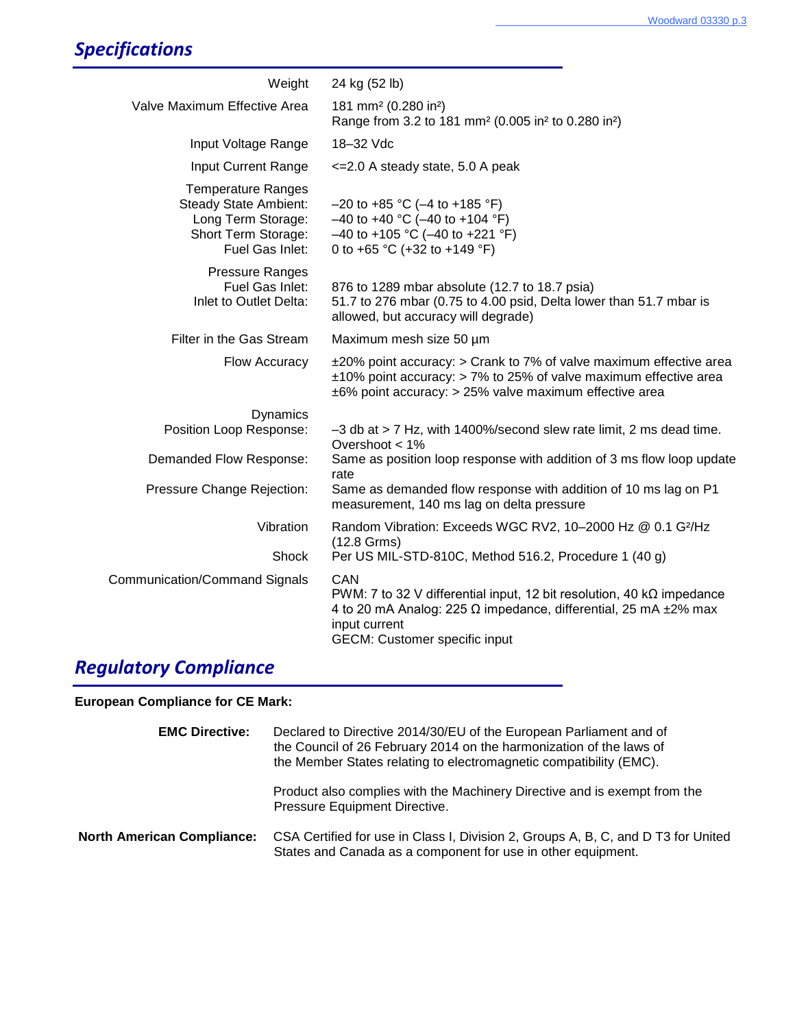## Specifications

| | |
|---|---|
| Weight | 24 kg (52 lb) |
| Valve Maximum Effective Area | 181 mm² (0.280 in²)<br>Range from 3.2 to 181 mm² (0.005 in² to 0.280 in²) |
| Input Voltage Range | 18–32 Vdc |
| Input Current Range | <=2.0 A steady state, 5.0 A peak |
| Temperature Ranges | |
| Steady State Ambient: | –20 to +85 °C (–4 to +185 °F) |
| Long Term Storage: | –40 to +40 °C (–40 to +104 °F) |
| Short Term Storage: | –40 to +105 °C (–40 to +221 °F) |
| Fuel Gas Inlet: | 0 to +65 °C (+32 to +149 °F) |
| Pressure Ranges | |
| Fuel Gas Inlet: | 876 to 1289 mbar absolute (12.7 to 18.7 psia) |
| Inlet to Outlet Delta: | 51.7 to 276 mbar (0.75 to 4.00 psid, Delta lower than 51.7 mbar is allowed, but accuracy will degrade) |
| Filter in the Gas Stream | Maximum mesh size 50 µm |
| Flow Accuracy | ±20% point accuracy: > Crank to 7% of valve maximum effective area<br>±10% point accuracy: > 7% to 25% of valve maximum effective area<br>±6% point accuracy: > 25% valve maximum effective area |
| Dynamics | |
| Position Loop Response: | –3 db at > 7 Hz, with 1400%/second slew rate limit, 2 ms dead time. Overshoot < 1% |
| Demanded Flow Response: | Same as position loop response with addition of 3 ms flow loop update rate |
| Pressure Change Rejection: | Same as demanded flow response with addition of 10 ms lag on P1 measurement, 140 ms lag on delta pressure |
| Vibration | Random Vibration: Exceeds WGC RV2, 10–2000 Hz @ 0.1 G²/Hz (12.8 Grms) |
| Shock | Per US MIL-STD-810C, Method 516.2, Procedure 1 (40 g) |
| Communication/Command Signals | CAN<br>PWM: 7 to 32 V differential input, 12 bit resolution, 40 kΩ impedance<br>4 to 20 mA Analog: 225 Ω impedance, differential, 25 mA ±2% max input current<br>GECM: Customer specific input |

## Regulatory Compliance

**European Compliance for CE Mark:**

**EMC Directive:** Declared to Directive 2014/30/EU of the European Parliament and of the Council of 26 February 2014 on the harmonization of the laws of the Member States relating to electromagnetic compatibility (EMC).

Product also complies with the Machinery Directive and is exempt from the Pressure Equipment Directive.

**North American Compliance:** CSA Certified for use in Class I, Division 2, Groups A, B, C, and D T3 for United States and Canada as a component for use in other equipment.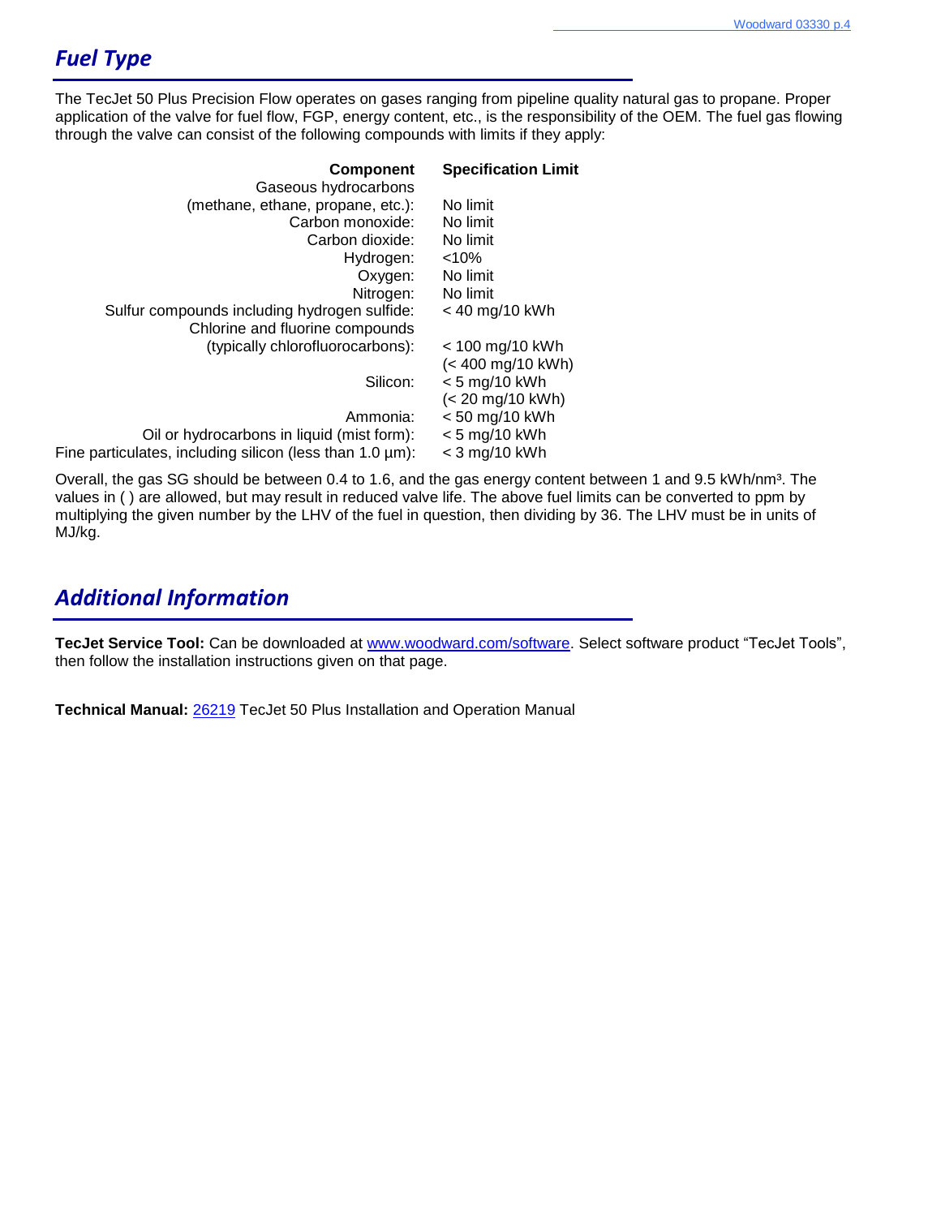## *Fuel Type*

The TecJet 50 Plus Precision Flow operates on gases ranging from pipeline quality natural gas to propane. Proper application of the valve for fuel flow, FGP, energy content, etc., is the responsibility of the OEM. The fuel gas flowing through the valve can consist of the following compounds with limits if they apply:

| Component | Specification Limit |
|---|---|
| Gaseous hydrocarbons (methane, ethane, propane, etc.): | No limit |
| Carbon monoxide: | No limit |
| Carbon dioxide: | No limit |
| Hydrogen: | <10% |
| Oxygen: | No limit |
| Nitrogen: | No limit |
| Sulfur compounds including hydrogen sulfide: | < 40 mg/10 kWh |
| Chlorine and fluorine compounds (typically chlorofluorocarbons): | < 100 mg/10 kWh (< 400 mg/10 kWh) |
| Silicon: | < 5 mg/10 kWh (< 20 mg/10 kWh) |
| Ammonia: | < 50 mg/10 kWh |
| Oil or hydrocarbons in liquid (mist form): | < 5 mg/10 kWh |
| Fine particulates, including silicon (less than 1.0 µm): | < 3 mg/10 kWh |

Overall, the gas SG should be between 0.4 to 1.6, and the gas energy content between 1 and 9.5 kWh/nm³. The values in ( ) are allowed, but may result in reduced valve life. The above fuel limits can be converted to ppm by multiplying the given number by the LHV of the fuel in question, then dividing by 36. The LHV must be in units of MJ/kg.

## *Additional Information*

**TecJet Service Tool:** Can be downloaded at www.woodward.com/software. Select software product "TecJet Tools", then follow the installation instructions given on that page.

**Technical Manual:** 26219 TecJet 50 Plus Installation and Operation Manual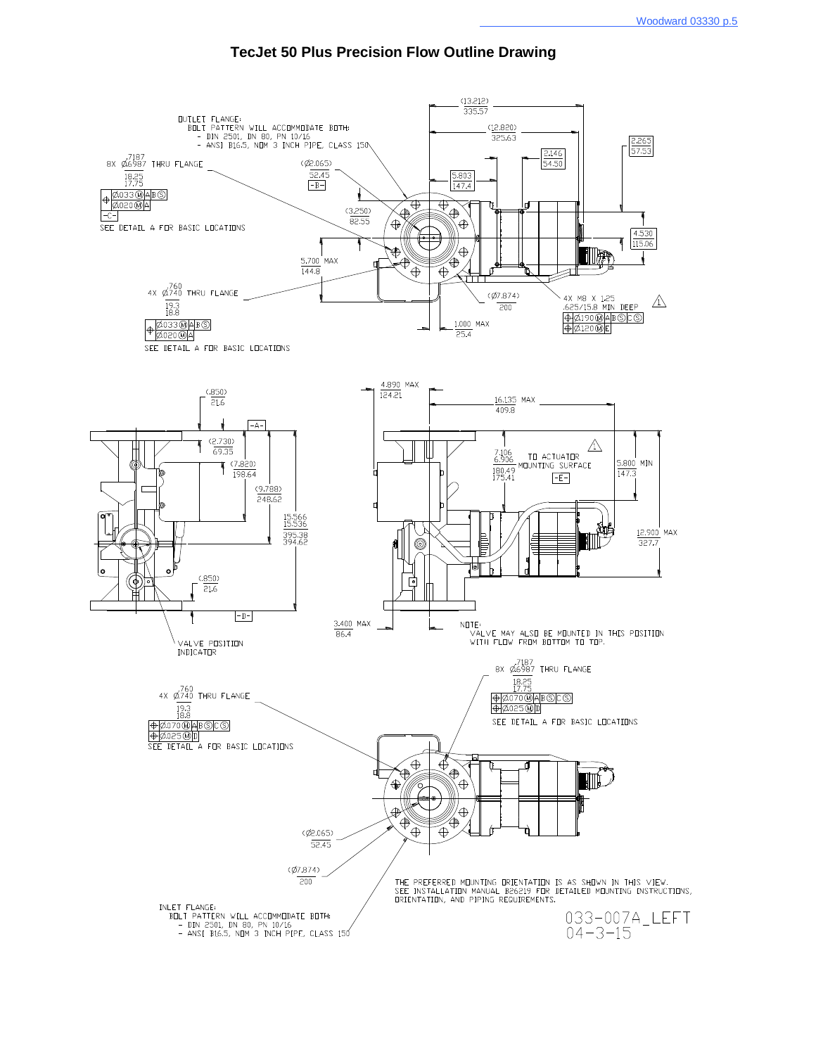# TecJet 50 Plus Precision Flow Outline Drawing

OUTLET FLANGE:
BOLT PATTERN WILL ACCOMMODATE BOTH:
- DIN 2501, DN 80, PN 10/16
- ANSI B16.5, NOM 3 INCH PIPE, CLASS 150

8X Ø.7187/.6987 THRU FLANGE
18.25/17.75
Ø.033 Ⓜ A B Ⓢ
Ø.020 Ⓜ A
-C-
SEE DETAIL A FOR BASIC LOCATIONS

(13.212) 335.57
(12.820) 325.63
2.265 57.53
2.146 54.50
5.803 147.4
(Ø2.065) 52.45
-B-
(3.250) 82.55
4.530 115.06
5.700 MAX 144.8

4X Ø.760/.740 THRU FLANGE
19.3/18.8
Ø.033 Ⓜ A B Ⓢ
Ø.020 Ⓜ A
SEE DETAIL A FOR BASIC LOCATIONS

(Ø7.874) 200
1.000 MAX 25.4
4X M8 X 1.25 .625/15.8 MIN DEEP
Ø.190 Ⓜ A B Ⓢ C Ⓢ
Ø.120 Ⓜ E

(.850) 21.6
-A-
(2.730) 69.35
(7.820) 198.64
(9.788) 248.62
15.566/15.536 395.38/394.62
(.850) 21.6
-D-
VALVE POSITION INDICATOR

4.890 MAX 124.21
16.135 MAX 409.8
7.106/6.906 180.49/175.41 TO ACTUATOR MOUNTING SURFACE
-E-
5.800 MIN 147.3
12.900 MAX 327.7
3.400 MAX 86.4

NOTE:
VALVE MAY ALSO BE MOUNTED IN THIS POSITION WITH FLOW FROM BOTTOM TO TOP.

8X Ø.7187/.6987 THRU FLANGE
18.25/17.75
Ø.070 Ⓜ A B Ⓢ C Ⓢ
Ø.025 Ⓜ D
SEE DETAIL A FOR BASIC LOCATIONS

4X Ø.760/.740 THRU FLANGE
19.3/18.8
Ø.070 Ⓜ A B Ⓢ C Ⓢ
Ø.025 Ⓜ D
SEE DETAIL A FOR BASIC LOCATIONS

(Ø2.065) 52.45
(Ø7.874) 200

INLET FLANGE:
BOLT PATTERN WILL ACCOMMODATE BOTH:
- DIN 2501, DN 80, PN 10/16
- ANSI B16.5, NOM 3 INCH PIPE, CLASS 150

THE PREFERRED MOUNTING ORIENTATION IS AS SHOWN IN THIS VIEW. SEE INSTALLATION MANUAL B26219 FOR DETAILED MOUNTING INSTRUCTIONS, ORIENTATION, AND PIPING REQUIREMENTS.

033-007A_LEFT
04-3-15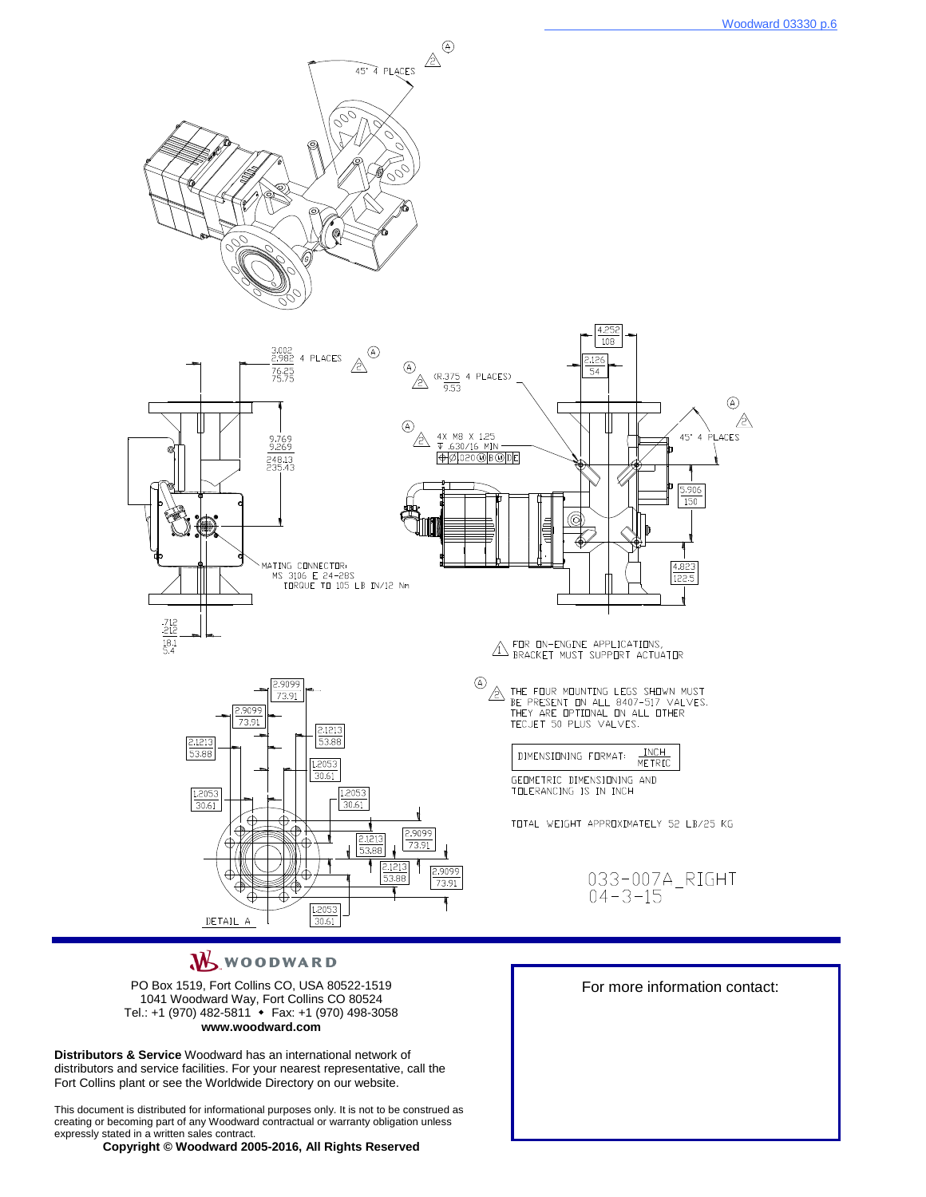45° 4 PLACES

3.002
2.982 4 PLACES

76.25
75.75

(R.375 4 PLACES)
9.53

4X M8 X 1.25
.630/16 MIN

9.769
9.269

248.13
235.43

4.252
108

2.126
54

45° 4 PLACES

5.906
150

4.823
122.5

MATING CONNECTOR:
MS 3106 E 24-28S
TORQUE TO 105 LB IN/12 Nm

.712
.212

18.1
5.4

FOR ON-ENGINE APPLICATIONS, BRACKET MUST SUPPORT ACTUATOR

THE FOUR MOUNTING LEGS SHOWN MUST BE PRESENT ON ALL 8407-517 VALVES. THEY ARE OPTIONAL ON ALL OTHER TECJET 50 PLUS VALVES.

| DIMENSIONING FORMAT: | INCH / METRIC |
|---|---|

GEOMETRIC DIMENSIONING AND TOLERANCING IS IN INCH

TOTAL WEIGHT APPROXIMATELY 52 LB/25 KG

2.9099
73.91

2.1213
53.88

1.2053
30.61

DETAIL A

033-007A_RIGHT
04-3-15

**WOODWARD**

PO Box 1519, Fort Collins CO, USA 80522-1519
1041 Woodward Way, Fort Collins CO 80524
Tel.: +1 (970) 482-5811 ◆ Fax: +1 (970) 498-3058
**www.woodward.com**

**Distributors & Service** Woodward has an international network of distributors and service facilities. For your nearest representative, call the Fort Collins plant or see the Worldwide Directory on our website.

This document is distributed for informational purposes only. It is not to be construed as creating or becoming part of any Woodward contractual or warranty obligation unless expressly stated in a written sales contract.

**Copyright © Woodward 2005-2016, All Rights Reserved**

For more information contact: